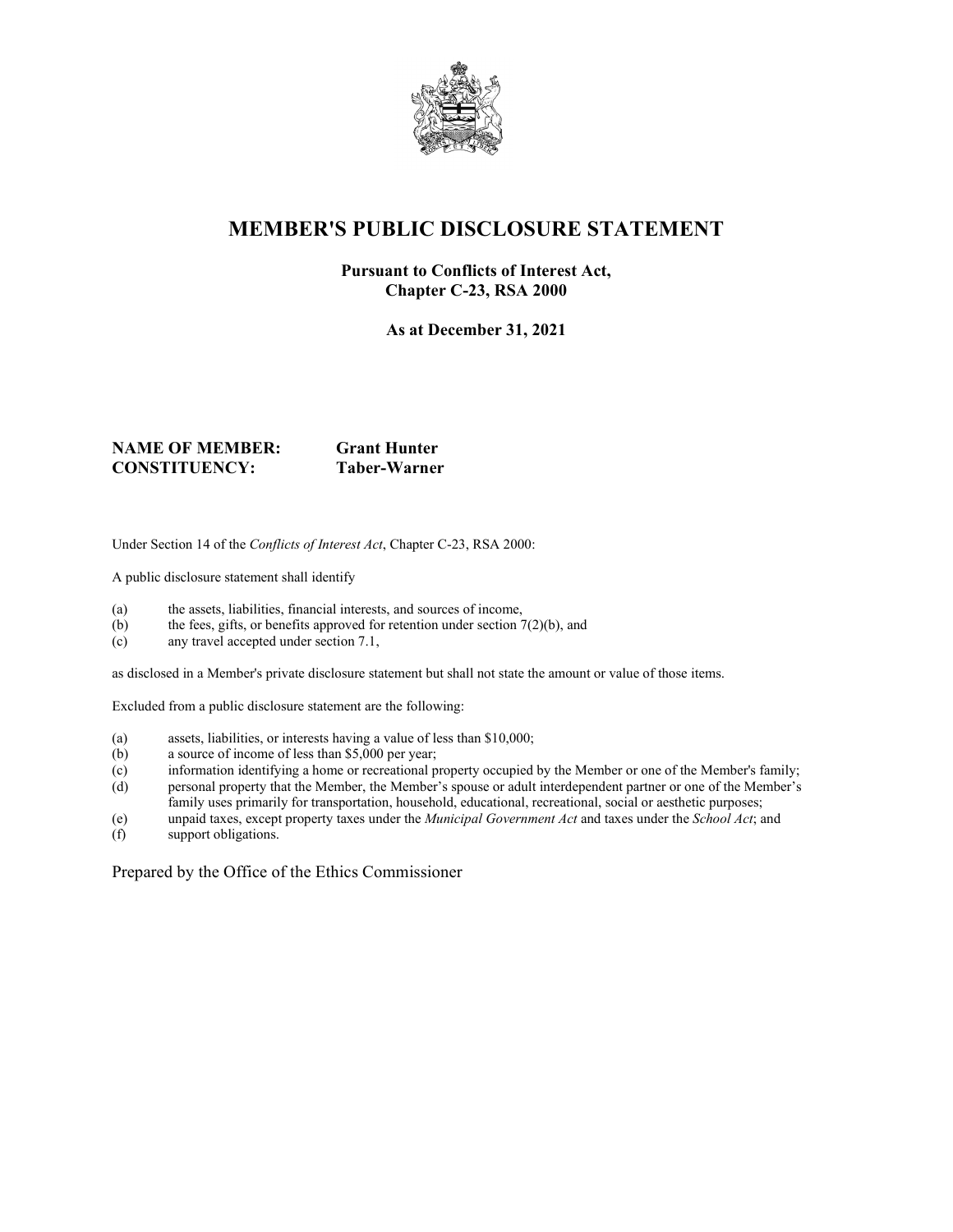# MEMBER'S PUBLIC DISCLOSURE STATEMENT

**Pursuant to Conflicts of Interest Act, Chapter C-23, RSA 2000**

**As at December 31, 2021**

**NAME OF MEMBER:** **Grant Hunter**
**CONSTITUENCY:** **Taber-Warner**

Under Section 14 of the *Conflicts of Interest Act*, Chapter C-23, RSA 2000:

A public disclosure statement shall identify

(a) the assets, liabilities, financial interests, and sources of income,
(b) the fees, gifts, or benefits approved for retention under section 7(2)(b), and
(c) any travel accepted under section 7.1,

as disclosed in a Member's private disclosure statement but shall not state the amount or value of those items.

Excluded from a public disclosure statement are the following:

(a) assets, liabilities, or interests having a value of less than $10,000;
(b) a source of income of less than $5,000 per year;
(c) information identifying a home or recreational property occupied by the Member or one of the Member's family;
(d) personal property that the Member, the Member's spouse or adult interdependent partner or one of the Member's family uses primarily for transportation, household, educational, recreational, social or aesthetic purposes;
(e) unpaid taxes, except property taxes under the *Municipal Government Act* and taxes under the *School Act*; and
(f) support obligations.

Prepared by the Office of the Ethics Commissioner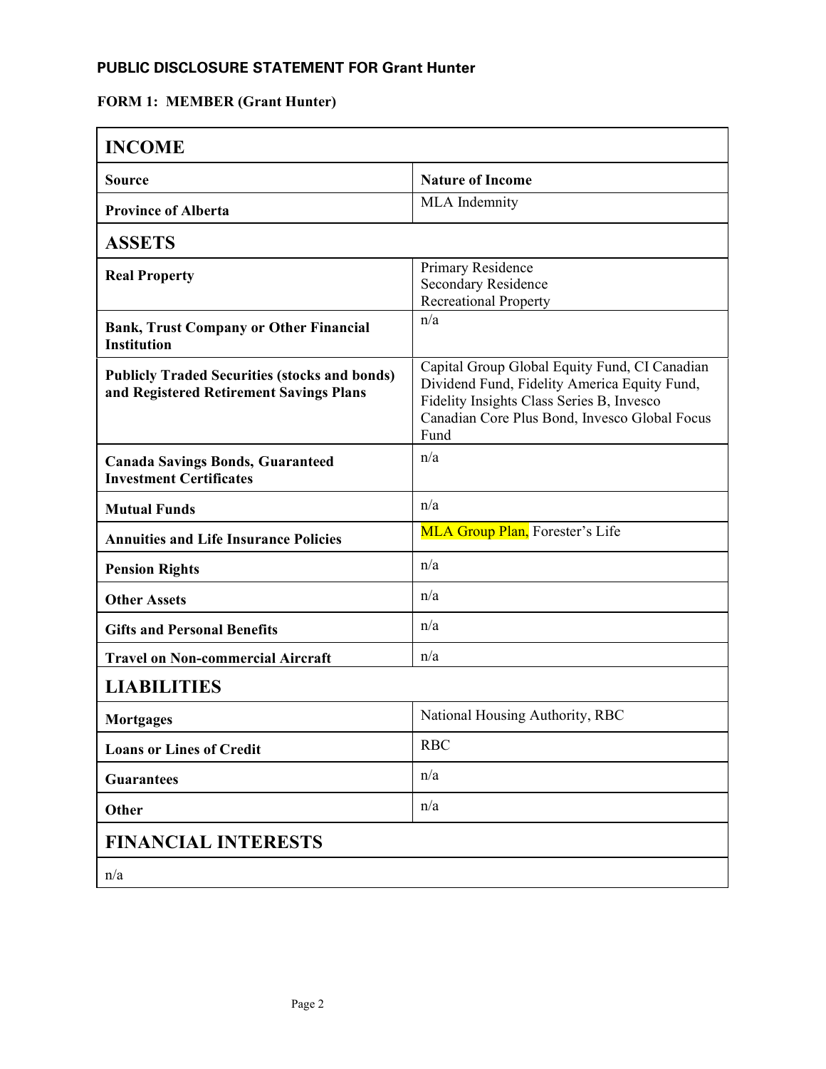## PUBLIC DISCLOSURE STATEMENT FOR Grant Hunter

### FORM 1: MEMBER (Grant Hunter)

| **INCOME** | |
|---|---|
| **Source** | **Nature of Income** |
| **Province of Alberta** | MLA Indemnity |
| **ASSETS** | |
| **Real Property** | Primary Residence<br>Secondary Residence<br>Recreational Property |
| **Bank, Trust Company or Other Financial Institution** | n/a |
| **Publicly Traded Securities (stocks and bonds) and Registered Retirement Savings Plans** | Capital Group Global Equity Fund, CI Canadian Dividend Fund, Fidelity America Equity Fund, Fidelity Insights Class Series B, Invesco Canadian Core Plus Bond, Invesco Global Focus Fund |
| **Canada Savings Bonds, Guaranteed Investment Certificates** | n/a |
| **Mutual Funds** | n/a |
| **Annuities and Life Insurance Policies** | MLA Group Plan, Forester's Life |
| **Pension Rights** | n/a |
| **Other Assets** | n/a |
| **Gifts and Personal Benefits** | n/a |
| **Travel on Non-commercial Aircraft** | n/a |
| **LIABILITIES** | |
| **Mortgages** | National Housing Authority, RBC |
| **Loans or Lines of Credit** | RBC |
| **Guarantees** | n/a |
| **Other** | n/a |
| **FINANCIAL INTERESTS** | |
| n/a | |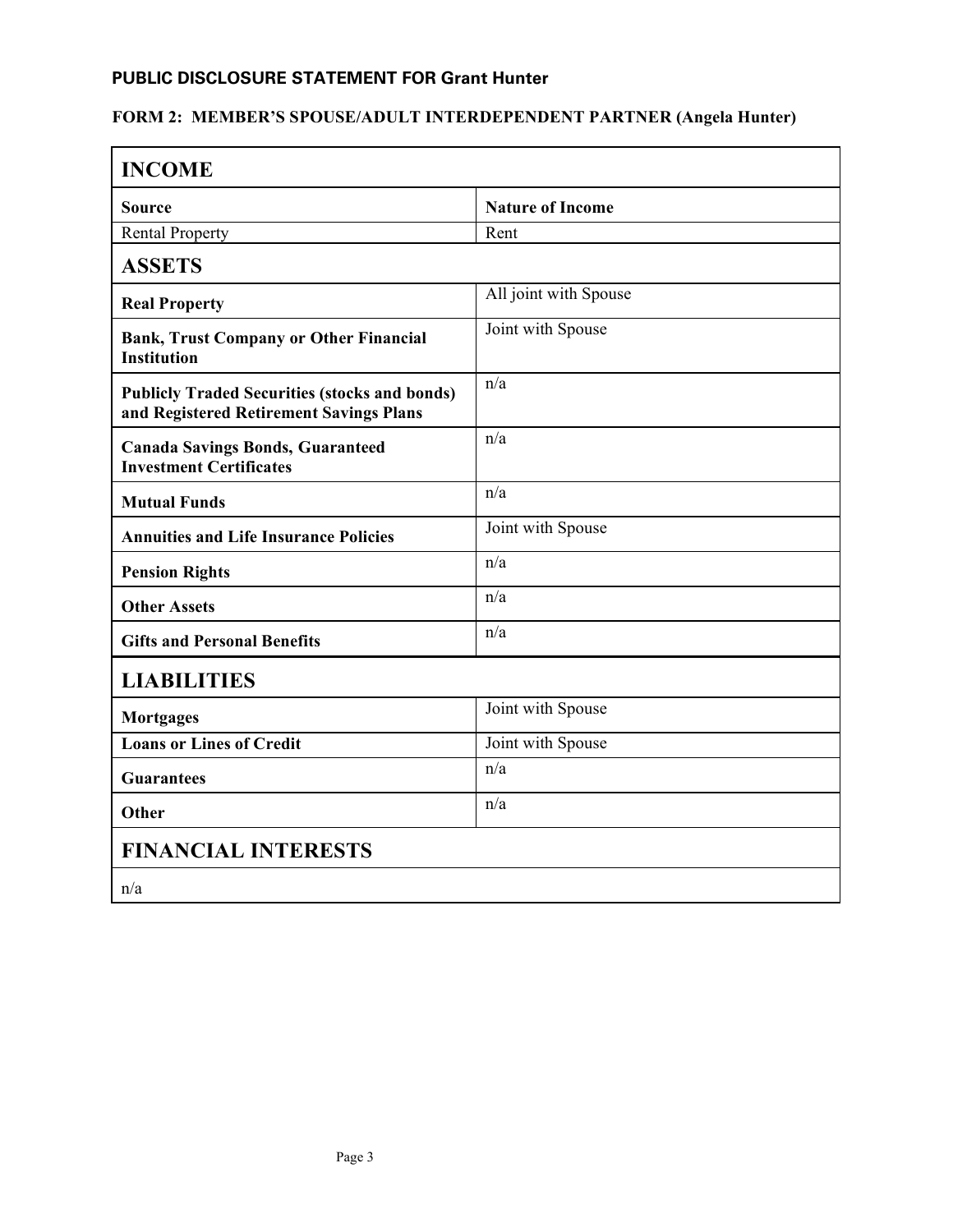**PUBLIC DISCLOSURE STATEMENT FOR Grant Hunter**

**FORM 2: MEMBER'S SPOUSE/ADULT INTERDEPENDENT PARTNER (Angela Hunter)**

## INCOME

| Source | Nature of Income |
|---|---|
| Rental Property | Rent |

## ASSETS

| | |
|---|---|
| **Real Property** | All joint with Spouse |
| **Bank, Trust Company or Other Financial Institution** | Joint with Spouse |
| **Publicly Traded Securities (stocks and bonds) and Registered Retirement Savings Plans** | n/a |
| **Canada Savings Bonds, Guaranteed Investment Certificates** | n/a |
| **Mutual Funds** | n/a |
| **Annuities and Life Insurance Policies** | Joint with Spouse |
| **Pension Rights** | n/a |
| **Other Assets** | n/a |
| **Gifts and Personal Benefits** | n/a |

## LIABILITIES

| | |
|---|---|
| **Mortgages** | Joint with Spouse |
| **Loans or Lines of Credit** | Joint with Spouse |
| **Guarantees** | n/a |
| **Other** | n/a |

## FINANCIAL INTERESTS

n/a